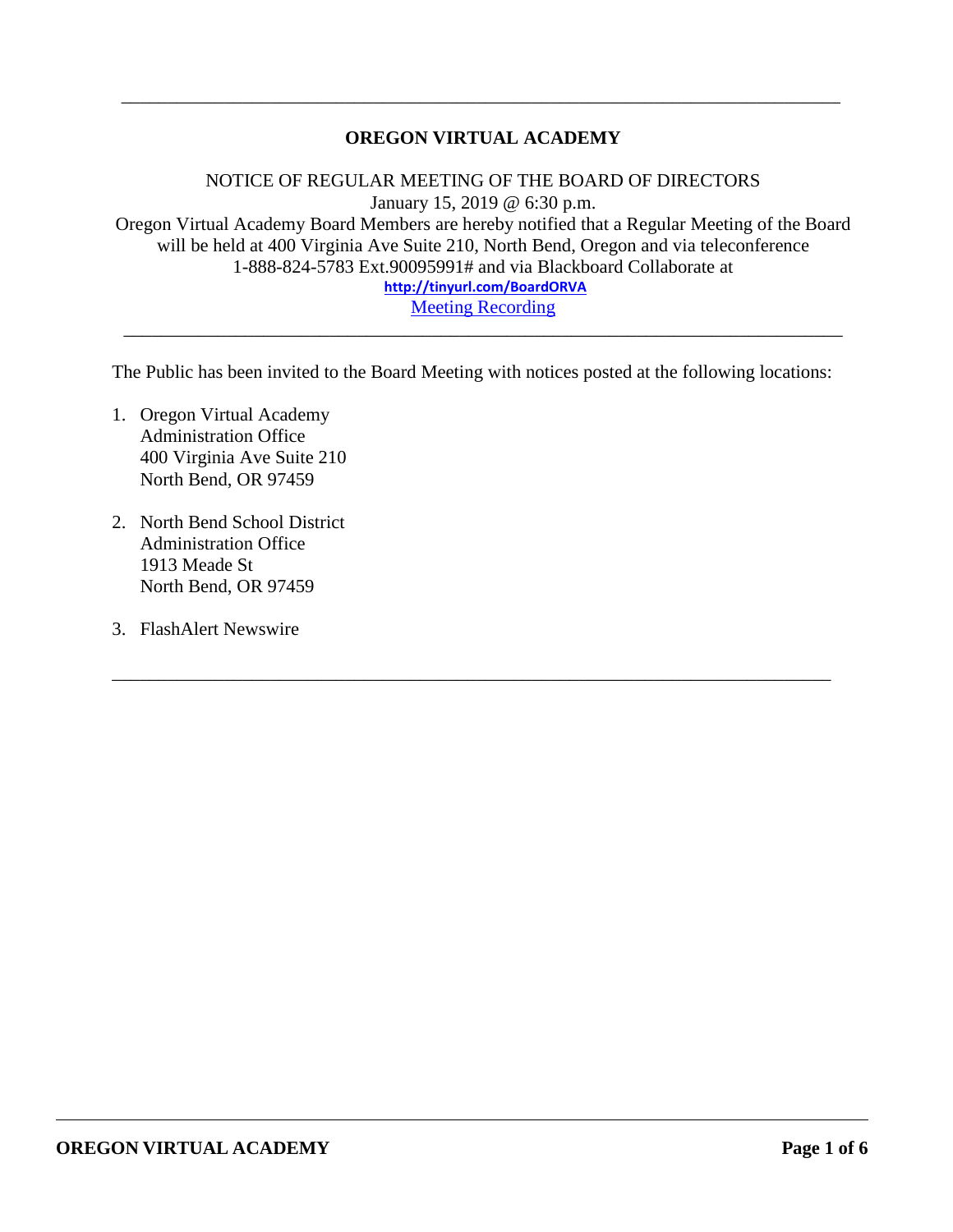---

# OREGON VIRTUAL ACADEMY

NOTICE OF REGULAR MEETING OF THE BOARD OF DIRECTORS
January 15, 2019 @ 6:30 p.m.
Oregon Virtual Academy Board Members are hereby notified that a Regular Meeting of the Board will be held at 400 Virginia Ave Suite 210, North Bend, Oregon and via teleconference 1-888-824-5783 Ext.90095991# and via Blackboard Collaborate at
**http://tinyurl.com/BoardORVA**
Meeting Recording

---

The Public has been invited to the Board Meeting with notices posted at the following locations:

1. Oregon Virtual Academy
   Administration Office
   400 Virginia Ave Suite 210
   North Bend, OR 97459

2. North Bend School District
   Administration Office
   1913 Meade St
   North Bend, OR 97459

3. FlashAlert Newswire

---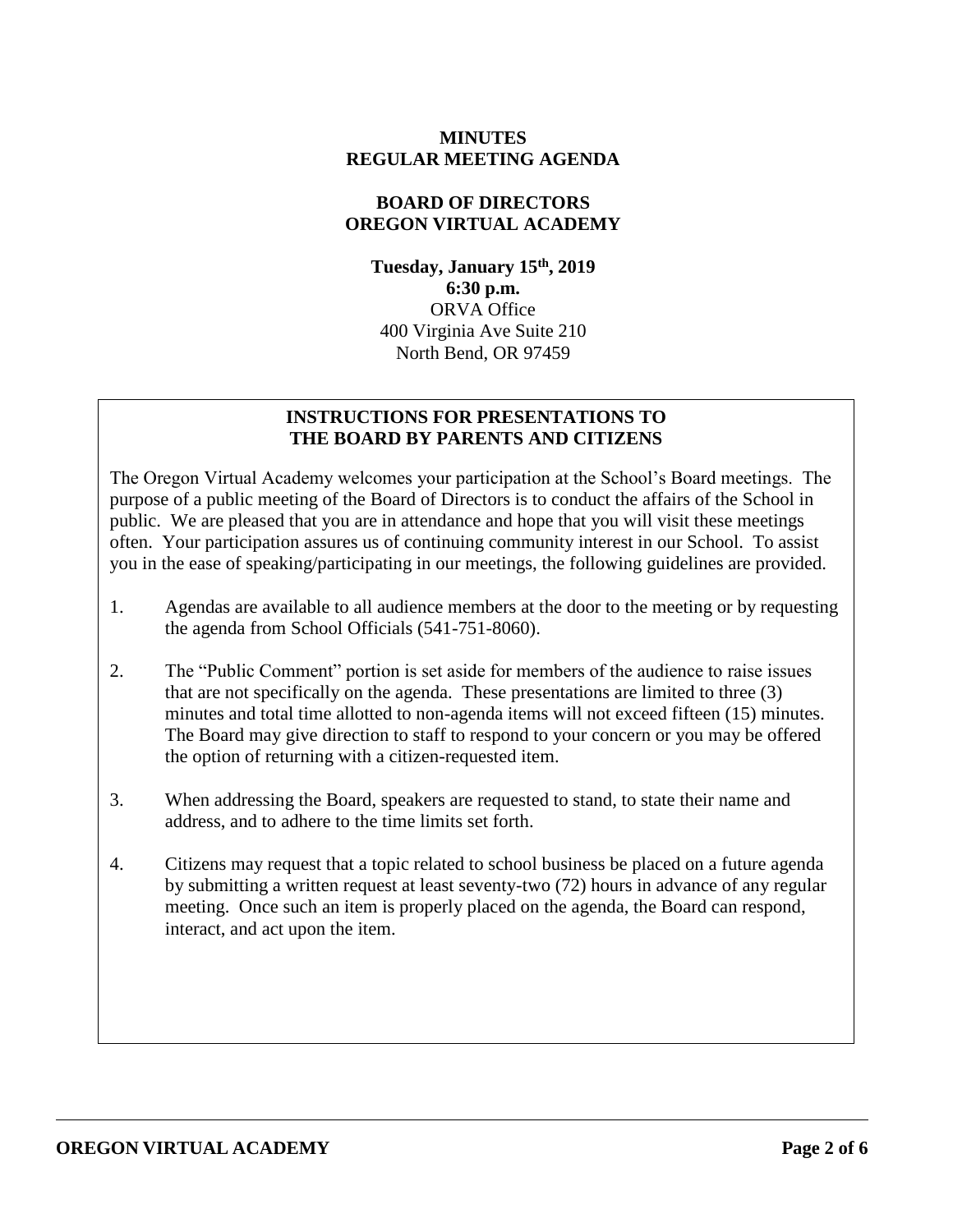**MINUTES**
**REGULAR MEETING AGENDA**

**BOARD OF DIRECTORS**
**OREGON VIRTUAL ACADEMY**

**Tuesday, January 15th, 2019**
**6:30 p.m.**
ORVA Office
400 Virginia Ave Suite 210
North Bend, OR 97459

## INSTRUCTIONS FOR PRESENTATIONS TO THE BOARD BY PARENTS AND CITIZENS

The Oregon Virtual Academy welcomes your participation at the School's Board meetings. The purpose of a public meeting of the Board of Directors is to conduct the affairs of the School in public. We are pleased that you are in attendance and hope that you will visit these meetings often. Your participation assures us of continuing community interest in our School. To assist you in the ease of speaking/participating in our meetings, the following guidelines are provided.

1. Agendas are available to all audience members at the door to the meeting or by requesting the agenda from School Officials (541-751-8060).
2. The "Public Comment" portion is set aside for members of the audience to raise issues that are not specifically on the agenda. These presentations are limited to three (3) minutes and total time allotted to non-agenda items will not exceed fifteen (15) minutes. The Board may give direction to staff to respond to your concern or you may be offered the option of returning with a citizen-requested item.
3. When addressing the Board, speakers are requested to stand, to state their name and address, and to adhere to the time limits set forth.
4. Citizens may request that a topic related to school business be placed on a future agenda by submitting a written request at least seventy-two (72) hours in advance of any regular meeting. Once such an item is properly placed on the agenda, the Board can respond, interact, and act upon the item.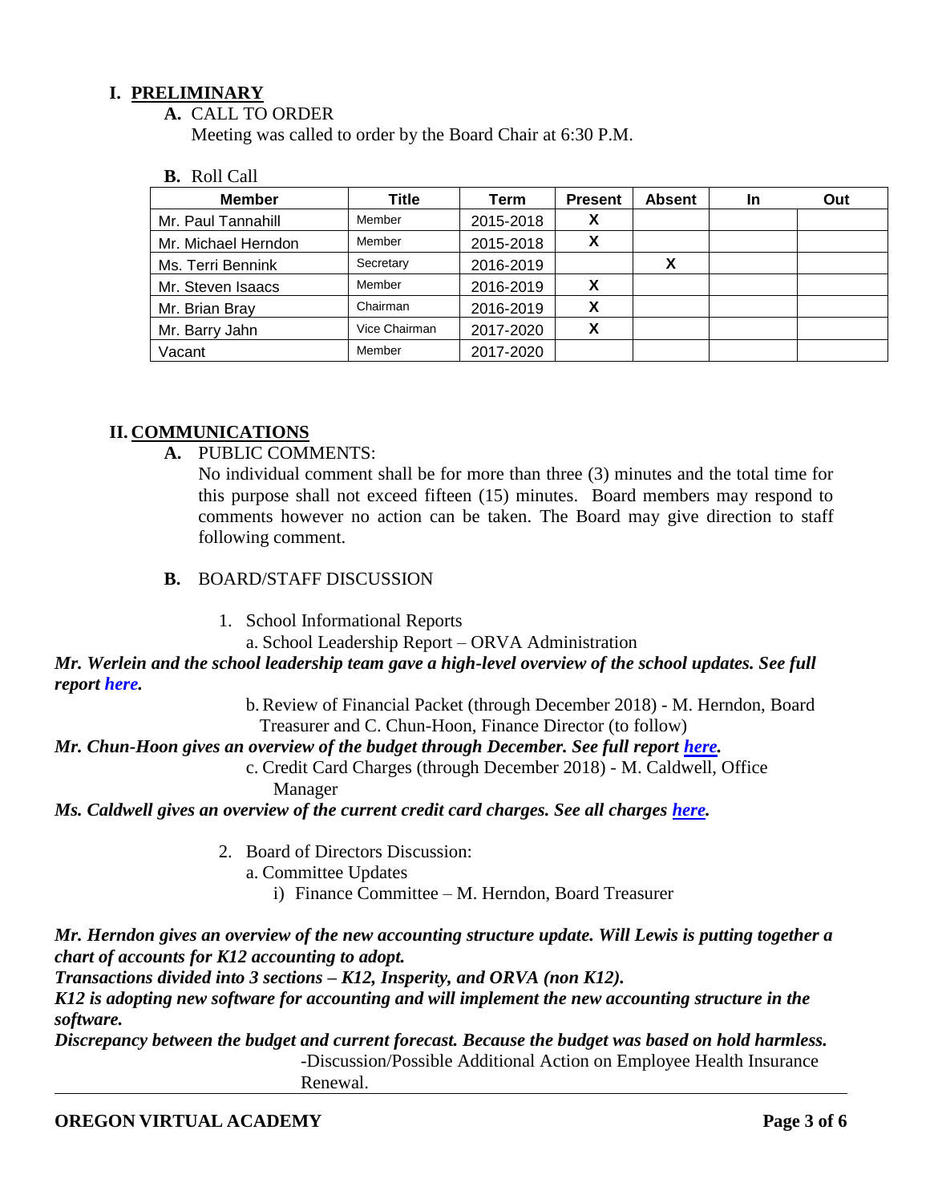# I. PRELIMINARY

**A.** CALL TO ORDER

Meeting was called to order by the Board Chair at 6:30 P.M.

**B.** Roll Call

| Member | Title | Term | Present | Absent | In | Out |
|---|---|---|---|---|---|---|
| Mr. Paul Tannahill | Member | 2015-2018 | X | | | |
| Mr. Michael Herndon | Member | 2015-2018 | X | | | |
| Ms. Terri Bennink | Secretary | 2016-2019 | | X | | |
| Mr. Steven Isaacs | Member | 2016-2019 | X | | | |
| Mr. Brian Bray | Chairman | 2016-2019 | X | | | |
| Mr. Barry Jahn | Vice Chairman | 2017-2020 | X | | | |
| Vacant | Member | 2017-2020 | | | | |

# II. COMMUNICATIONS

**A.** PUBLIC COMMENTS:

No individual comment shall be for more than three (3) minutes and the total time for this purpose shall not exceed fifteen (15) minutes. Board members may respond to comments however no action can be taken. The Board may give direction to staff following comment.

**B.** BOARD/STAFF DISCUSSION

1. School Informational Reports

   a. School Leadership Report – ORVA Administration

***Mr. Werlein and the school leadership team gave a high-level overview of the school updates. See full report here.***

   b. Review of Financial Packet (through December 2018) - M. Herndon, Board Treasurer and C. Chun-Hoon, Finance Director (to follow)

***Mr. Chun-Hoon gives an overview of the budget through December. See full report here.***

   c. Credit Card Charges (through December 2018) - M. Caldwell, Office Manager

***Ms. Caldwell gives an overview of the current credit card charges. See all charges here.***

2. Board of Directors Discussion:

   a. Committee Updates

      i) Finance Committee – M. Herndon, Board Treasurer

***Mr. Herndon gives an overview of the new accounting structure update. Will Lewis is putting together a chart of accounts for K12 accounting to adopt.***

***Transactions divided into 3 sections – K12, Insperity, and ORVA (non K12).***

***K12 is adopting new software for accounting and will implement the new accounting structure in the software.***

***Discrepancy between the budget and current forecast. Because the budget was based on hold harmless.***

-Discussion/Possible Additional Action on Employee Health Insurance Renewal.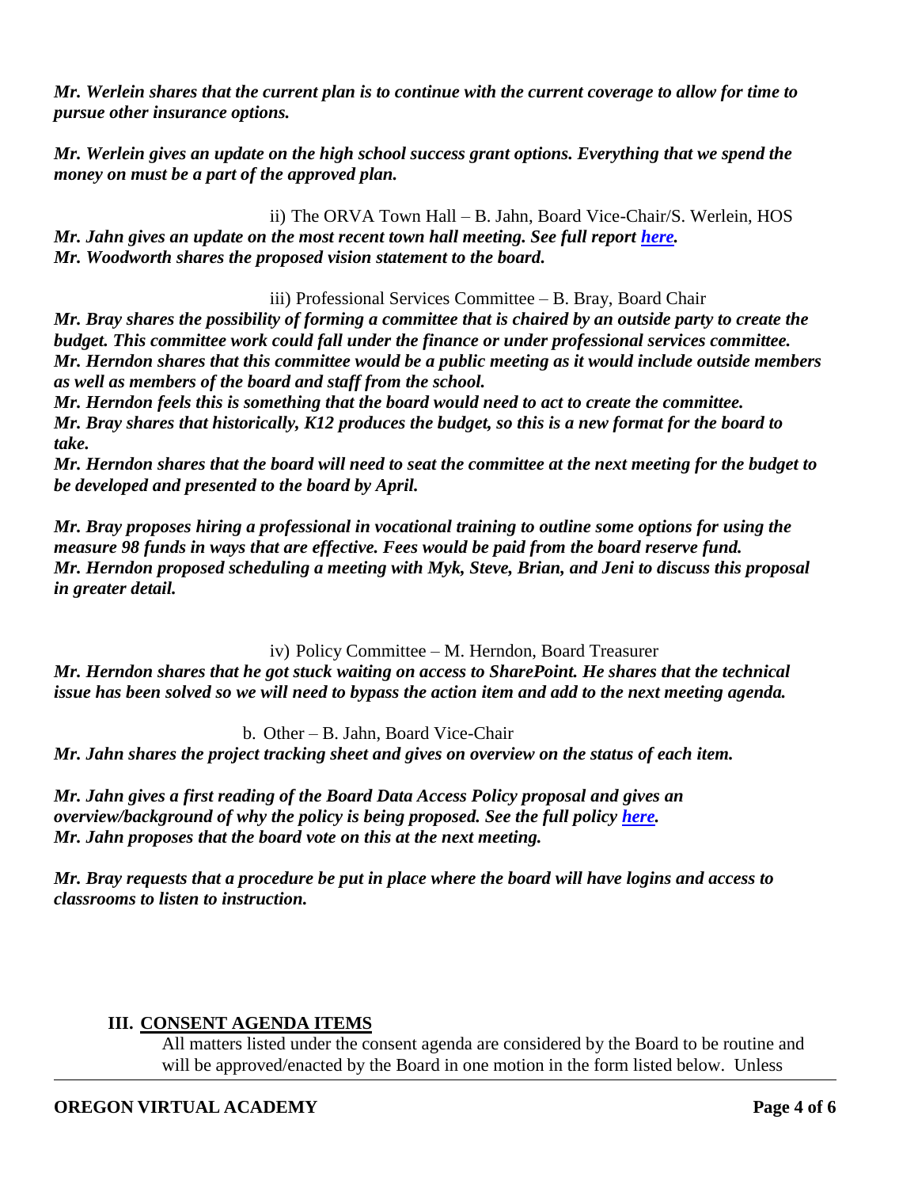***Mr. Werlein shares that the current plan is to continue with the current coverage to allow for time to pursue other insurance options.***

***Mr. Werlein gives an update on the high school success grant options. Everything that we spend the money on must be a part of the approved plan.***

ii) The ORVA Town Hall – B. Jahn, Board Vice-Chair/S. Werlein, HOS

***Mr. Jahn gives an update on the most recent town hall meeting. See full report [here](). Mr. Woodworth shares the proposed vision statement to the board.***

iii) Professional Services Committee – B. Bray, Board Chair

***Mr. Bray shares the possibility of forming a committee that is chaired by an outside party to create the budget. This committee work could fall under the finance or under professional services committee. Mr. Herndon shares that this committee would be a public meeting as it would include outside members as well as members of the board and staff from the school.***

***Mr. Herndon feels this is something that the board would need to act to create the committee.***

***Mr. Bray shares that historically, K12 produces the budget, so this is a new format for the board to take.***

***Mr. Herndon shares that the board will need to seat the committee at the next meeting for the budget to be developed and presented to the board by April.***

***Mr. Bray proposes hiring a professional in vocational training to outline some options for using the measure 98 funds in ways that are effective. Fees would be paid from the board reserve fund. Mr. Herndon proposed scheduling a meeting with Myk, Steve, Brian, and Jeni to discuss this proposal in greater detail.***

iv) Policy Committee – M. Herndon, Board Treasurer

***Mr. Herndon shares that he got stuck waiting on access to SharePoint. He shares that the technical issue has been solved so we will need to bypass the action item and add to the next meeting agenda.***

b. Other – B. Jahn, Board Vice-Chair

***Mr. Jahn shares the project tracking sheet and gives on overview on the status of each item.***

***Mr. Jahn gives a first reading of the Board Data Access Policy proposal and gives an overview/background of why the policy is being proposed. See the full policy [here](). Mr. Jahn proposes that the board vote on this at the next meeting.***

***Mr. Bray requests that a procedure be put in place where the board will have logins and access to classrooms to listen to instruction.***

## III. CONSENT AGENDA ITEMS

All matters listed under the consent agenda are considered by the Board to be routine and will be approved/enacted by the Board in one motion in the form listed below. Unless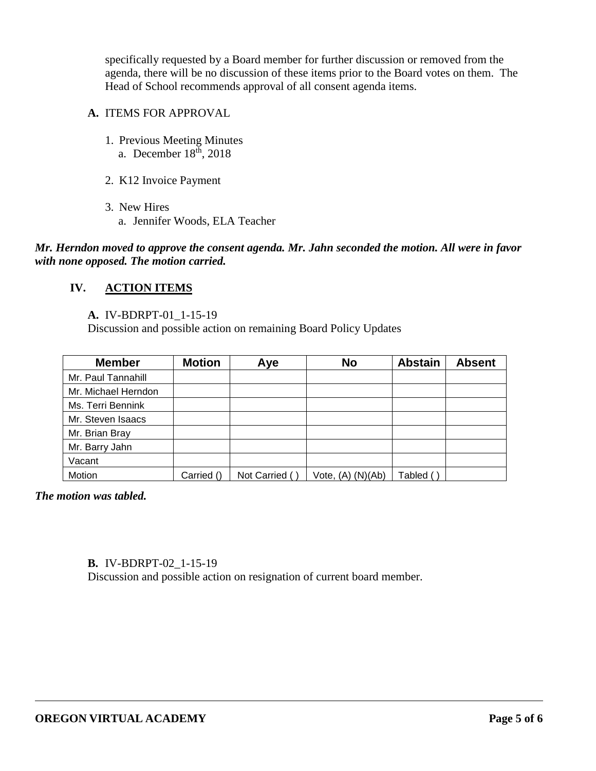specifically requested by a Board member for further discussion or removed from the agenda, there will be no discussion of these items prior to the Board votes on them. The Head of School recommends approval of all consent agenda items.

**A.** ITEMS FOR APPROVAL

1. Previous Meeting Minutes
   a. December 18th, 2018

2. K12 Invoice Payment

3. New Hires
   a. Jennifer Woods, ELA Teacher

***Mr. Herndon moved to approve the consent agenda. Mr. Jahn seconded the motion. All were in favor with none opposed. The motion carried.***

## IV. ACTION ITEMS

**A.** IV-BDRPT-01_1-15-19
Discussion and possible action on remaining Board Policy Updates

| Member | Motion | Aye | No | Abstain | Absent |
|---|---|---|---|---|---|
| Mr. Paul Tannahill | | | | | |
| Mr. Michael Herndon | | | | | |
| Ms. Terri Bennink | | | | | |
| Mr. Steven Isaacs | | | | | |
| Mr. Brian Bray | | | | | |
| Mr. Barry Jahn | | | | | |
| Vacant | | | | | |
| Motion | Carried () | Not Carried ( ) | Vote, (A) (N)(Ab) | Tabled ( ) | |

***The motion was tabled.***

**B.** IV-BDRPT-02_1-15-19
Discussion and possible action on resignation of current board member.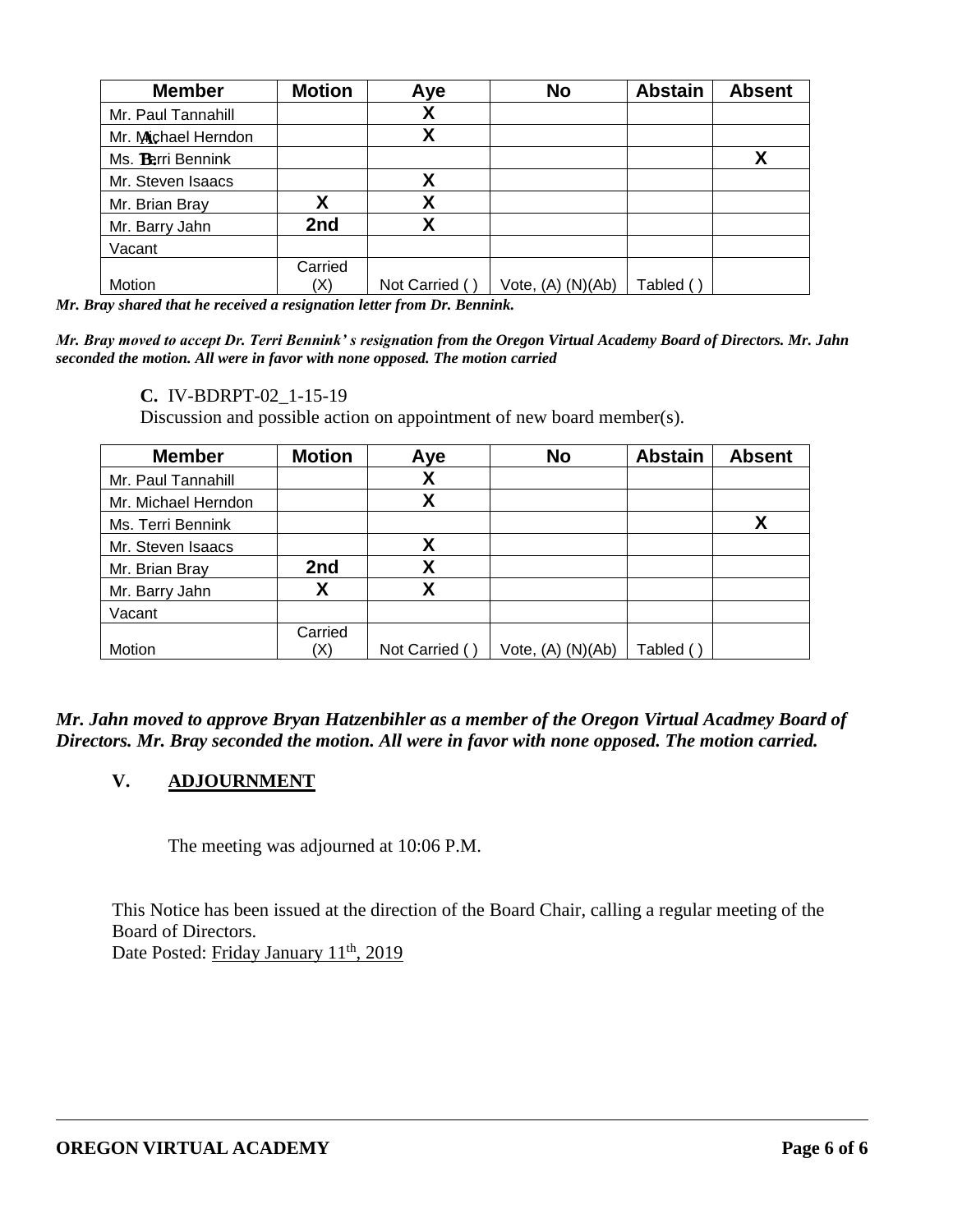| Member | Motion | Aye | No | Abstain | Absent |
|---|---|---|---|---|---|
| Mr. Paul Tannahill | | X | | | |
| Mr. Michael Herndon | | X | | | |
| Ms. Terri Bennink | | | | | X |
| Mr. Steven Isaacs | | X | | | |
| Mr. Brian Bray | X | X | | | |
| Mr. Barry Jahn | 2nd | X | | | |
| Vacant | | | | | |
| Motion | Carried (X) | Not Carried ( ) | Vote, (A) (N)(Ab) | Tabled ( ) | |

***Mr. Bray shared that he received a resignation letter from Dr. Bennink.***

***Mr. Bray moved to accept Dr. Terri Bennink' s resignation from the Oregon Virtual Academy Board of Directors. Mr. Jahn seconded the motion. All were in favor with none opposed. The motion carried***

**C.** IV-BDRPT-02_1-15-19

Discussion and possible action on appointment of new board member(s).

| Member | Motion | Aye | No | Abstain | Absent |
|---|---|---|---|---|---|
| Mr. Paul Tannahill | | X | | | |
| Mr. Michael Herndon | | X | | | |
| Ms. Terri Bennink | | | | | X |
| Mr. Steven Isaacs | | X | | | |
| Mr. Brian Bray | 2nd | X | | | |
| Mr. Barry Jahn | X | X | | | |
| Vacant | | | | | |
| Motion | Carried (X) | Not Carried ( ) | Vote, (A) (N)(Ab) | Tabled ( ) | |

***Mr. Jahn moved to approve Bryan Hatzenbihler as a member of the Oregon Virtual Acadmey Board of Directors. Mr. Bray seconded the motion. All were in favor with none opposed. The motion carried.***

## V. ADJOURNMENT

The meeting was adjourned at 10:06 P.M.

This Notice has been issued at the direction of the Board Chair, calling a regular meeting of the Board of Directors.

Date Posted: Friday January 11th, 2019